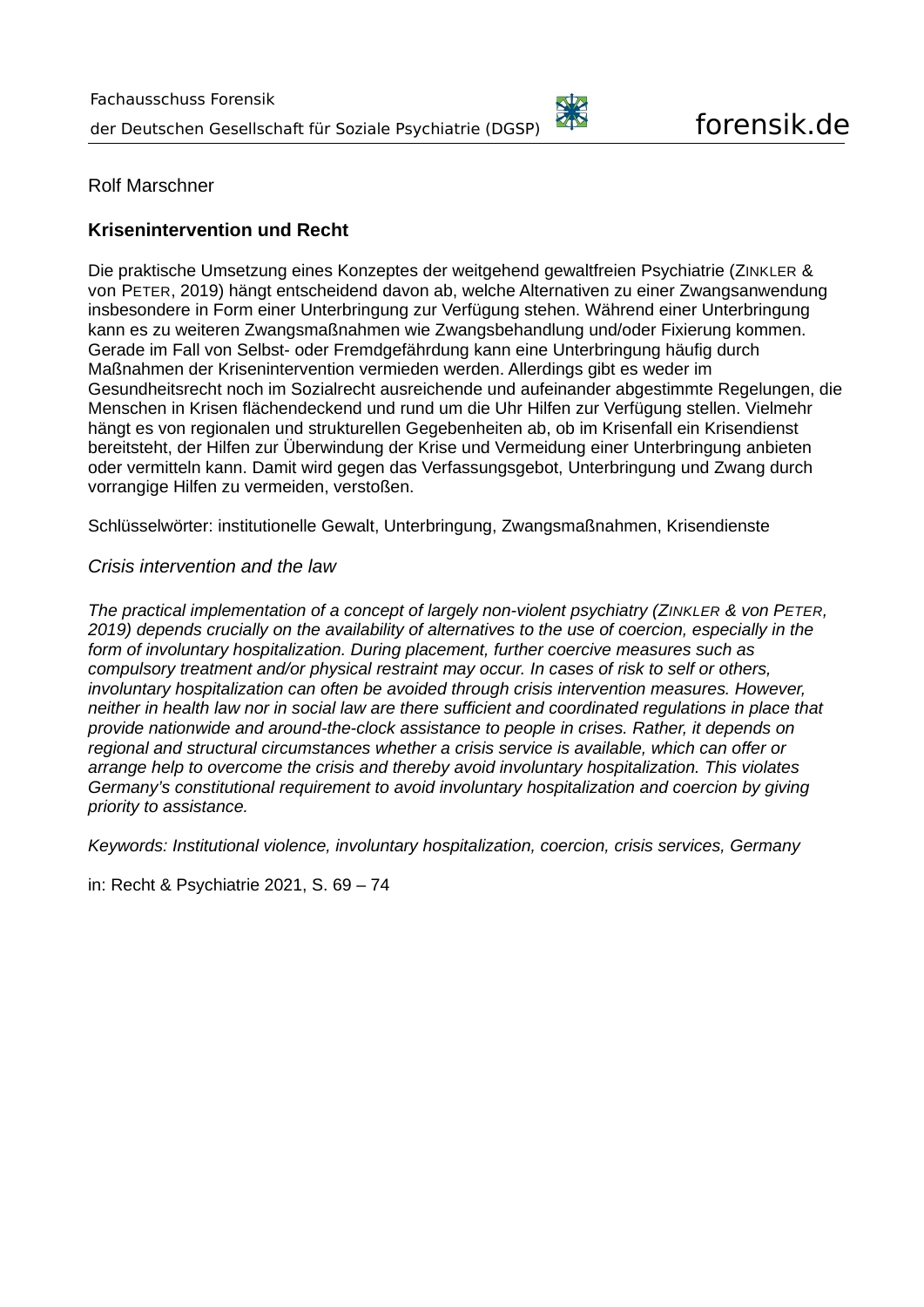Rolf Marschner

## Krisenintervention und Recht

Die praktische Umsetzung eines Konzeptes der weitgehend gewaltfreien Psychiatrie (ZINKLER & von PETER, 2019) hängt entscheidend davon ab, welche Alternativen zu einer Zwangsanwendung insbesondere in Form einer Unterbringung zur Verfügung stehen. Während einer Unterbringung kann es zu weiteren Zwangsmaßnahmen wie Zwangsbehandlung und/oder Fixierung kommen. Gerade im Fall von Selbst- oder Fremdgefährdung kann eine Unterbringung häufig durch Maßnahmen der Krisenintervention vermieden werden. Allerdings gibt es weder im Gesundheitsrecht noch im Sozialrecht ausreichende und aufeinander abgestimmte Regelungen, die Menschen in Krisen flächendeckend und rund um die Uhr Hilfen zur Verfügung stellen. Vielmehr hängt es von regionalen und strukturellen Gegebenheiten ab, ob im Krisenfall ein Krisendienst bereitsteht, der Hilfen zur Überwindung der Krise und Vermeidung einer Unterbringung anbieten oder vermitteln kann. Damit wird gegen das Verfassungsgebot, Unterbringung und Zwang durch vorrangige Hilfen zu vermeiden, verstoßen.

Schlüsselwörter: institutionelle Gewalt, Unterbringung, Zwangsmaßnahmen, Krisendienste

*Crisis intervention and the law*

*The practical implementation of a concept of largely non-violent psychiatry (ZINKLER & von PETER, 2019) depends crucially on the availability of alternatives to the use of coercion, especially in the form of involuntary hospitalization. During placement, further coercive measures such as compulsory treatment and/or physical restraint may occur. In cases of risk to self or others, involuntary hospitalization can often be avoided through crisis intervention measures. However, neither in health law nor in social law are there sufficient and coordinated regulations in place that provide nationwide and around-the-clock assistance to people in crises. Rather, it depends on regional and structural circumstances whether a crisis service is available, which can offer or arrange help to overcome the crisis and thereby avoid involuntary hospitalization. This violates Germany's constitutional requirement to avoid involuntary hospitalization and coercion by giving priority to assistance.*

*Keywords: Institutional violence, involuntary hospitalization, coercion, crisis services, Germany*

in: Recht & Psychiatrie 2021, S. 69 – 74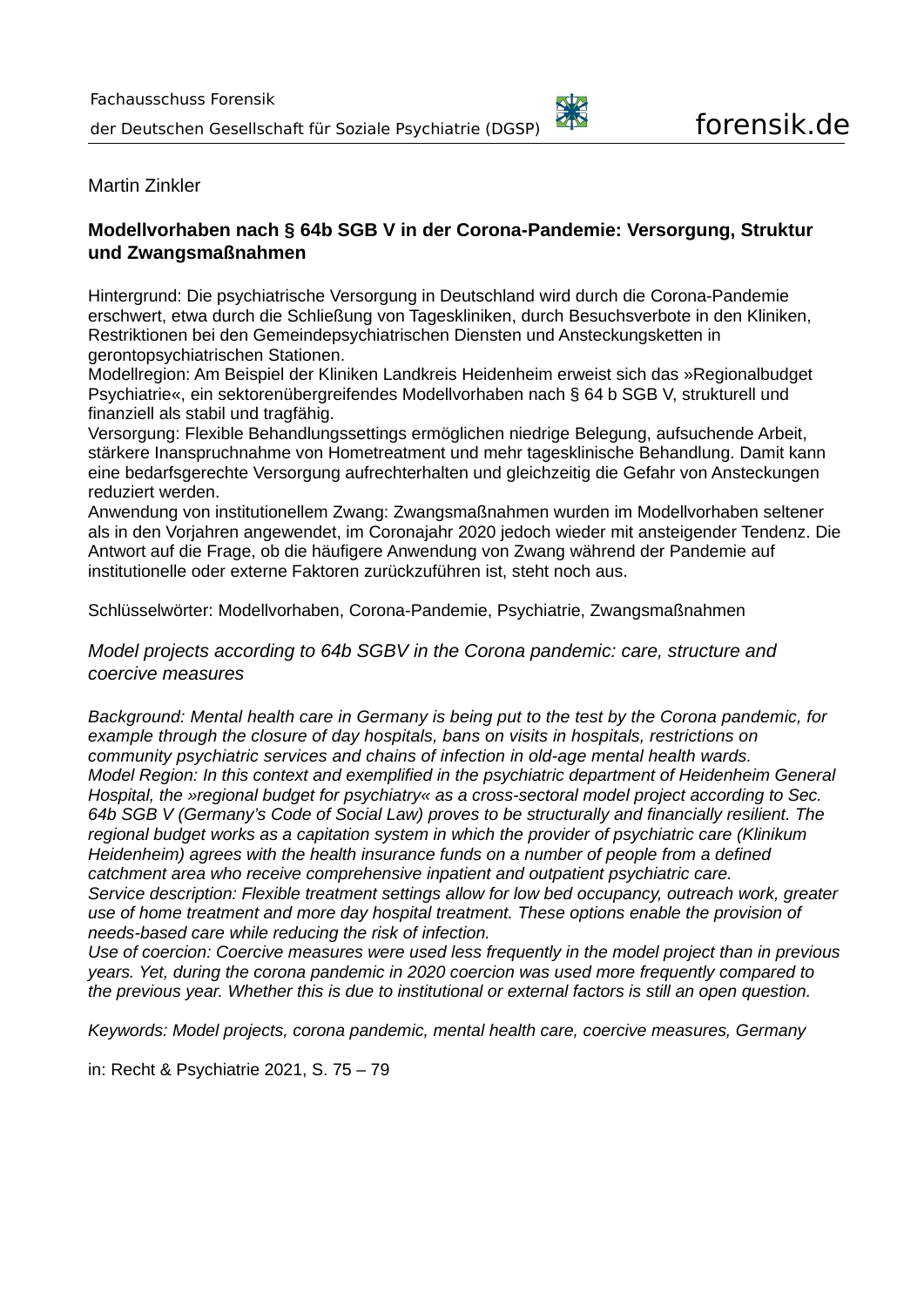Martin Zinkler

## Modellvorhaben nach § 64b SGB V in der Corona-Pandemie: Versorgung, Struktur und Zwangsmaßnahmen

Hintergrund: Die psychiatrische Versorgung in Deutschland wird durch die Corona-Pandemie erschwert, etwa durch die Schließung von Tageskliniken, durch Besuchsverbote in den Kliniken, Restriktionen bei den Gemeindepsychiatrischen Diensten und Ansteckungsketten in gerontopsychiatrischen Stationen.
Modellregion: Am Beispiel der Kliniken Landkreis Heidenheim erweist sich das »Regionalbudget Psychiatrie«, ein sektorenübergreifendes Modellvorhaben nach § 64 b SGB V, strukturell und finanziell als stabil und tragfähig.
Versorgung: Flexible Behandlungssettings ermöglichen niedrige Belegung, aufsuchende Arbeit, stärkere Inanspruchnahme von Hometreatment und mehr tagesklinische Behandlung. Damit kann eine bedarfsgerechte Versorgung aufrechterhalten und gleichzeitig die Gefahr von Ansteckungen reduziert werden.
Anwendung von institutionellem Zwang: Zwangsmaßnahmen wurden im Modellvorhaben seltener als in den Vorjahren angewendet, im Coronajahr 2020 jedoch wieder mit ansteigender Tendenz. Die Antwort auf die Frage, ob die häufigere Anwendung von Zwang während der Pandemie auf institutionelle oder externe Faktoren zurückzuführen ist, steht noch aus.

Schlüsselwörter: Modellvorhaben, Corona-Pandemie, Psychiatrie, Zwangsmaßnahmen

### *Model projects according to 64b SGBV in the Corona pandemic: care, structure and coercive measures*

*Background: Mental health care in Germany is being put to the test by the Corona pandemic, for example through the closure of day hospitals, bans on visits in hospitals, restrictions on community psychiatric services and chains of infection in old-age mental health wards.*
*Model Region: In this context and exemplified in the psychiatric department of Heidenheim General Hospital, the »regional budget for psychiatry« as a cross-sectoral model project according to Sec. 64b SGB V (Germany's Code of Social Law) proves to be structurally and financially resilient. The regional budget works as a capitation system in which the provider of psychiatric care (Klinikum Heidenheim) agrees with the health insurance funds on a number of people from a defined catchment area who receive comprehensive inpatient and outpatient psychiatric care.*
*Service description: Flexible treatment settings allow for low bed occupancy, outreach work, greater use of home treatment and more day hospital treatment. These options enable the provision of needs-based care while reducing the risk of infection.*
*Use of coercion: Coercive measures were used less frequently in the model project than in previous years. Yet, during the corona pandemic in 2020 coercion was used more frequently compared to the previous year. Whether this is due to institutional or external factors is still an open question.*

*Keywords: Model projects, corona pandemic, mental health care, coercive measures, Germany*

in: Recht & Psychiatrie 2021, S. 75 – 79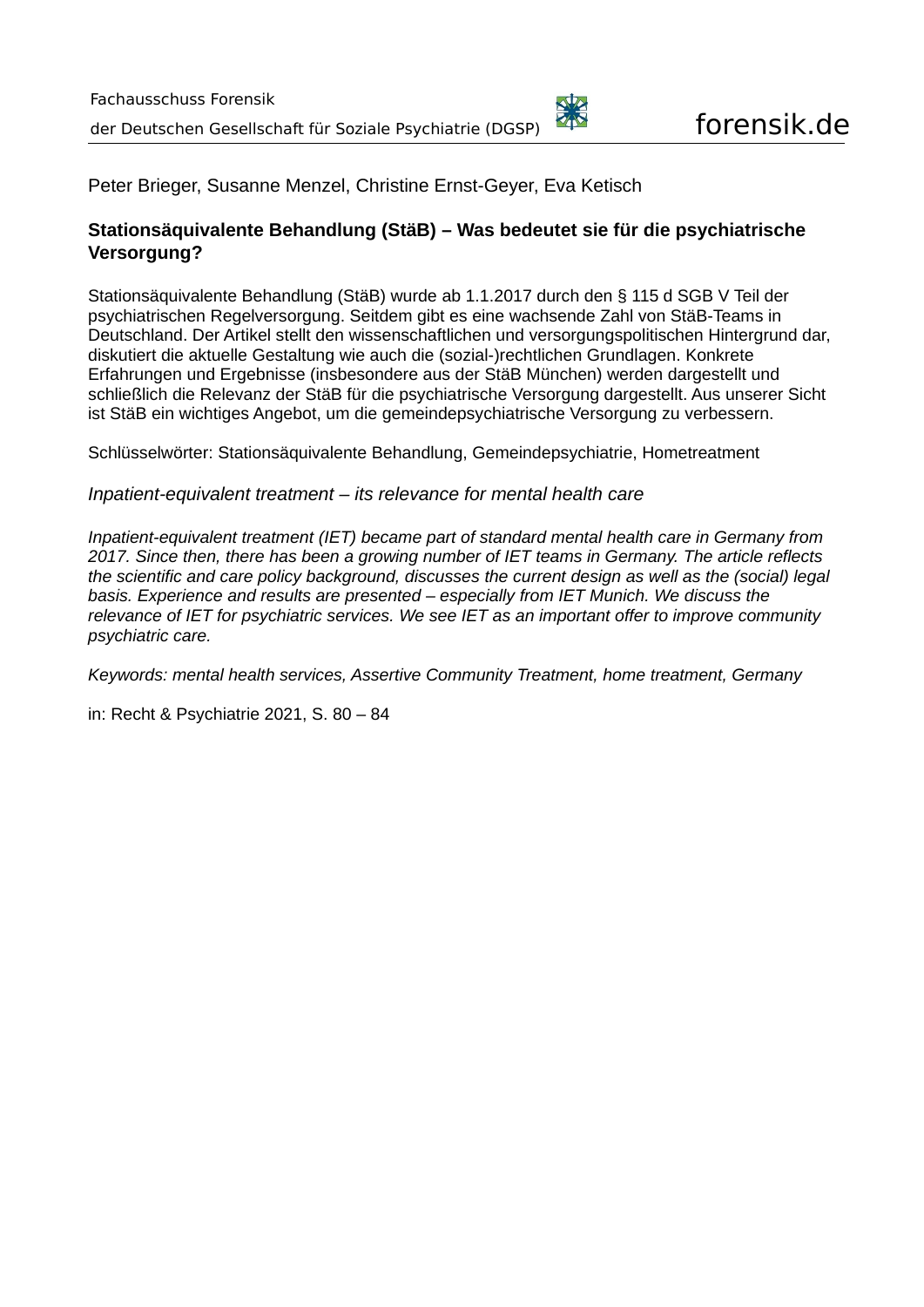Peter Brieger, Susanne Menzel, Christine Ernst-Geyer, Eva Ketisch

## Stationsäquivalente Behandlung (StäB) – Was bedeutet sie für die psychiatrische Versorgung?

Stationsäquivalente Behandlung (StäB) wurde ab 1.1.2017 durch den § 115 d SGB V Teil der psychiatrischen Regelversorgung. Seitdem gibt es eine wachsende Zahl von StäB-Teams in Deutschland. Der Artikel stellt den wissenschaftlichen und versorgungspolitischen Hintergrund dar, diskutiert die aktuelle Gestaltung wie auch die (sozial-)rechtlichen Grundlagen. Konkrete Erfahrungen und Ergebnisse (insbesondere aus der StäB München) werden dargestellt und schließlich die Relevanz der StäB für die psychiatrische Versorgung dargestellt. Aus unserer Sicht ist StäB ein wichtiges Angebot, um die gemeindepsychiatrische Versorgung zu verbessern.

Schlüsselwörter: Stationsäquivalente Behandlung, Gemeindepsychiatrie, Hometreatment

*Inpatient-equivalent treatment – its relevance for mental health care*

*Inpatient-equivalent treatment (IET) became part of standard mental health care in Germany from 2017. Since then, there has been a growing number of IET teams in Germany. The article reflects the scientific and care policy background, discusses the current design as well as the (social) legal basis. Experience and results are presented – especially from IET Munich. We discuss the relevance of IET for psychiatric services. We see IET as an important offer to improve community psychiatric care.*

*Keywords: mental health services, Assertive Community Treatment, home treatment, Germany*

in: Recht & Psychiatrie 2021, S. 80 – 84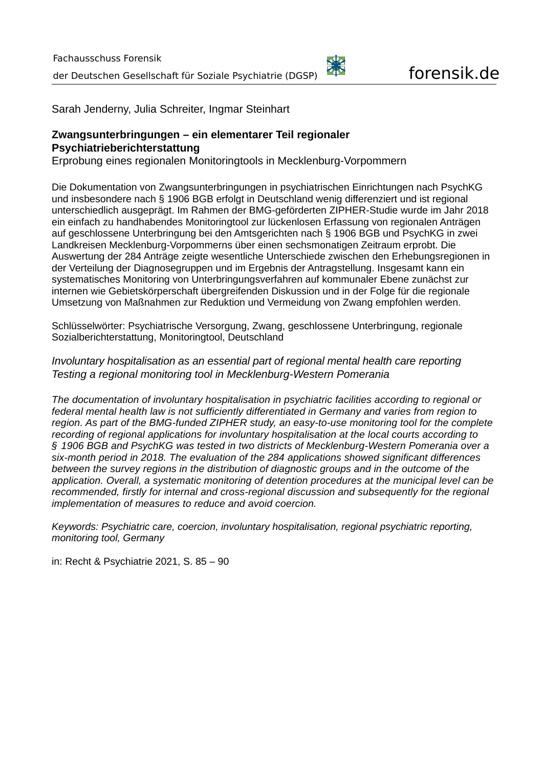Sarah Jenderny, Julia Schreiter, Ingmar Steinhart

**Zwangsunterbringungen – ein elementarer Teil regionaler Psychiatrieberichterstattung**
Erprobung eines regionalen Monitoringtools in Mecklenburg-Vorpommern

Die Dokumentation von Zwangsunterbringungen in psychiatrischen Einrichtungen nach PsychKG und insbesondere nach § 1906 BGB erfolgt in Deutschland wenig differenziert und ist regional unterschiedlich ausgeprägt. Im Rahmen der BMG-geförderten ZIPHER-Studie wurde im Jahr 2018 ein einfach zu handhabendes Monitoringtool zur lückenlosen Erfassung von regionalen Anträgen auf geschlossene Unterbringung bei den Amtsgerichten nach § 1906 BGB und PsychKG in zwei Landkreisen Mecklenburg-Vorpommerns über einen sechsmonatigen Zeitraum erprobt. Die Auswertung der 284 Anträge zeigte wesentliche Unterschiede zwischen den Erhebungsregionen in der Verteilung der Diagnosegruppen und im Ergebnis der Antragstellung. Insgesamt kann ein systematisches Monitoring von Unterbringungsverfahren auf kommunaler Ebene zunächst zur internen wie Gebietskörperschaft übergreifenden Diskussion und in der Folge für die regionale Umsetzung von Maßnahmen zur Reduktion und Vermeidung von Zwang empfohlen werden.

Schlüsselwörter: Psychiatrische Versorgung, Zwang, geschlossene Unterbringung, regionale Sozialberichterstattung, Monitoringtool, Deutschland

*Involuntary hospitalisation as an essential part of regional mental health care reporting*
*Testing a regional monitoring tool in Mecklenburg-Western Pomerania*

*The documentation of involuntary hospitalisation in psychiatric facilities according to regional or federal mental health law is not sufficiently differentiated in Germany and varies from region to region. As part of the BMG-funded ZIPHER study, an easy-to-use monitoring tool for the complete recording of regional applications for involuntary hospitalisation at the local courts according to § 1906 BGB and PsychKG was tested in two districts of Mecklenburg-Western Pomerania over a six-month period in 2018. The evaluation of the 284 applications showed significant differences between the survey regions in the distribution of diagnostic groups and in the outcome of the application. Overall, a systematic monitoring of detention procedures at the municipal level can be recommended, firstly for internal and cross-regional discussion and subsequently for the regional implementation of measures to reduce and avoid coercion.*

*Keywords: Psychiatric care, coercion, involuntary hospitalisation, regional psychiatric reporting, monitoring tool, Germany*

in: Recht & Psychiatrie 2021, S. 85 – 90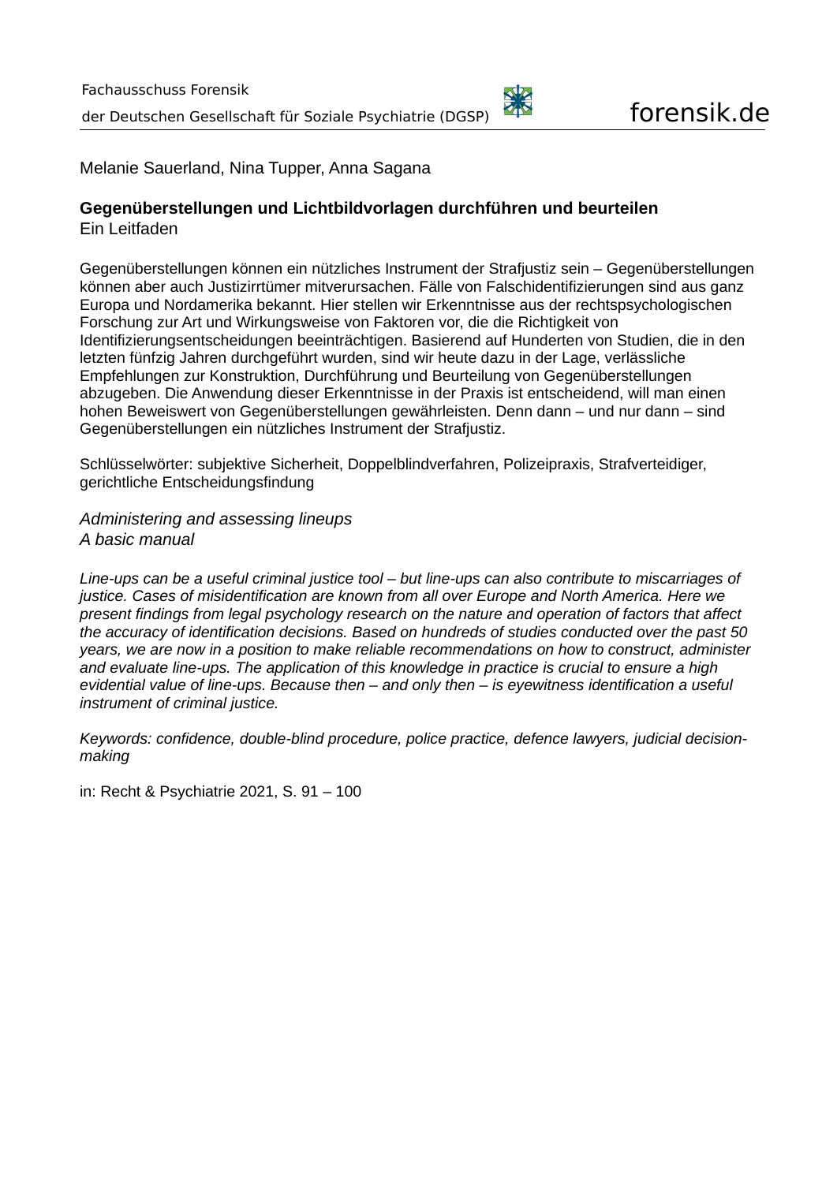Fachausschuss Forensik

der Deutschen Gesellschaft für Soziale Psychiatrie (DGSP)

forensik.de

Melanie Sauerland, Nina Tupper, Anna Sagana

**Gegenüberstellungen und Lichtbildvorlagen durchführen und beurteilen**
Ein Leitfaden

Gegenüberstellungen können ein nützliches Instrument der Strafjustiz sein – Gegenüberstellungen können aber auch Justizirrtümer mitverursachen. Fälle von Falschidentifizierungen sind aus ganz Europa und Nordamerika bekannt. Hier stellen wir Erkenntnisse aus der rechtspsychologischen Forschung zur Art und Wirkungsweise von Faktoren vor, die die Richtigkeit von Identifizierungsentscheidungen beeinträchtigen. Basierend auf Hunderten von Studien, die in den letzten fünfzig Jahren durchgeführt wurden, sind wir heute dazu in der Lage, verlässliche Empfehlungen zur Konstruktion, Durchführung und Beurteilung von Gegenüberstellungen abzugeben. Die Anwendung dieser Erkenntnisse in der Praxis ist entscheidend, will man einen hohen Beweiswert von Gegenüberstellungen gewährleisten. Denn dann – und nur dann – sind Gegenüberstellungen ein nützliches Instrument der Strafjustiz.

Schlüsselwörter: subjektive Sicherheit, Doppelblindverfahren, Polizeipraxis, Strafverteidiger, gerichtliche Entscheidungsfindung

*Administering and assessing lineups*
*A basic manual*

*Line-ups can be a useful criminal justice tool – but line-ups can also contribute to miscarriages of justice. Cases of misidentification are known from all over Europe and North America. Here we present findings from legal psychology research on the nature and operation of factors that affect the accuracy of identification decisions. Based on hundreds of studies conducted over the past 50 years, we are now in a position to make reliable recommendations on how to construct, administer and evaluate line-ups. The application of this knowledge in practice is crucial to ensure a high evidential value of line-ups. Because then – and only then – is eyewitness identification a useful instrument of criminal justice.*

*Keywords: confidence, double-blind procedure, police practice, defence lawyers, judicial decision-making*

in: Recht & Psychiatrie 2021, S. 91 – 100